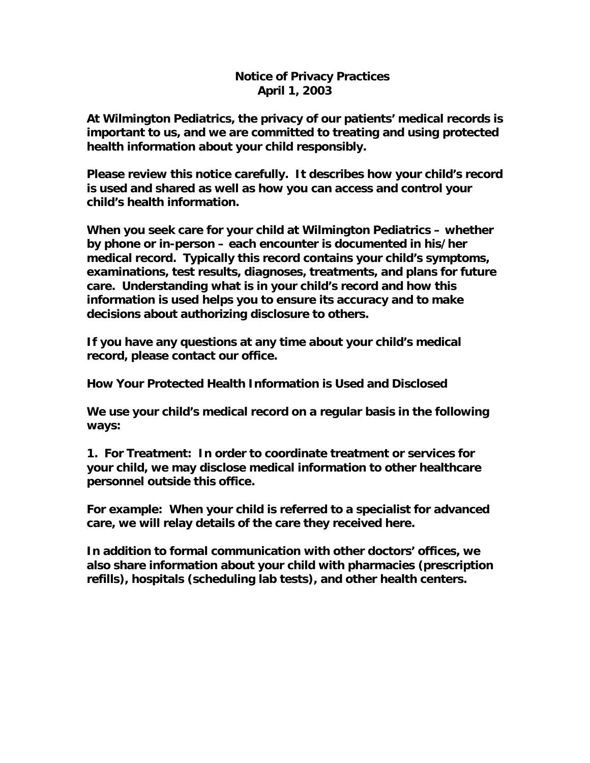# Notice of Privacy Practices

**April 1, 2003**

**At Wilmington Pediatrics, the privacy of our patients' medical records is important to us, and we are committed to treating and using protected health information about your child responsibly.**

**Please review this notice carefully. It describes how your child's record is used and shared as well as how you can access and control your child's health information.**

**When you seek care for your child at Wilmington Pediatrics – whether by phone or in-person – each encounter is documented in his/her medical record. Typically this record contains your child's symptoms, examinations, test results, diagnoses, treatments, and plans for future care. Understanding what is in your child's record and how this information is used helps you to ensure its accuracy and to make decisions about authorizing disclosure to others.**

**If you have any questions at any time about your child's medical record, please contact our office.**

## How Your Protected Health Information is Used and Disclosed

**We use your child's medical record on a regular basis in the following ways:**

**1. For Treatment: In order to coordinate treatment or services for your child, we may disclose medical information to other healthcare personnel outside this office.**

**For example: When your child is referred to a specialist for advanced care, we will relay details of the care they received here.**

**In addition to formal communication with other doctors' offices, we also share information about your child with pharmacies (prescription refills), hospitals (scheduling lab tests), and other health centers.**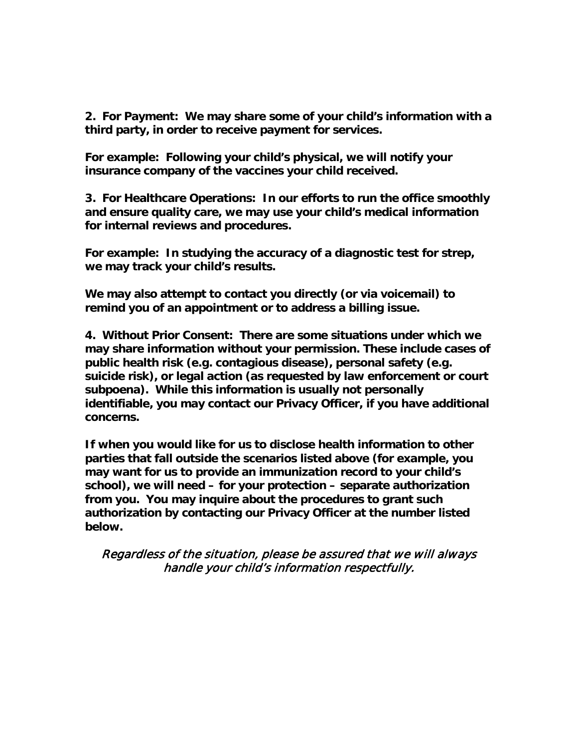**2. For Payment: We may share some of your child's information with a third party, in order to receive payment for services.**

**For example: Following your child's physical, we will notify your insurance company of the vaccines your child received.**

**3. For Healthcare Operations: In our efforts to run the office smoothly and ensure quality care, we may use your child's medical information for internal reviews and procedures.**

**For example: In studying the accuracy of a diagnostic test for strep, we may track your child's results.**

**We may also attempt to contact you directly (or via voicemail) to remind you of an appointment or to address a billing issue.**

**4. Without Prior Consent: There are some situations under which we may share information without your permission. These include cases of public health risk (e.g. contagious disease), personal safety (e.g. suicide risk), or legal action (as requested by law enforcement or court subpoena). While this information is usually not personally identifiable, you may contact our Privacy Officer, if you have additional concerns.**

**If when you would like for us to disclose health information to other parties that fall outside the scenarios listed above (for example, you may want for us to provide an immunization record to your child's school), we will need – for your protection – separate authorization from you. You may inquire about the procedures to grant such authorization by contacting our Privacy Officer at the number listed below.**

*Regardless of the situation, please be assured that we will always handle your child's information respectfully.*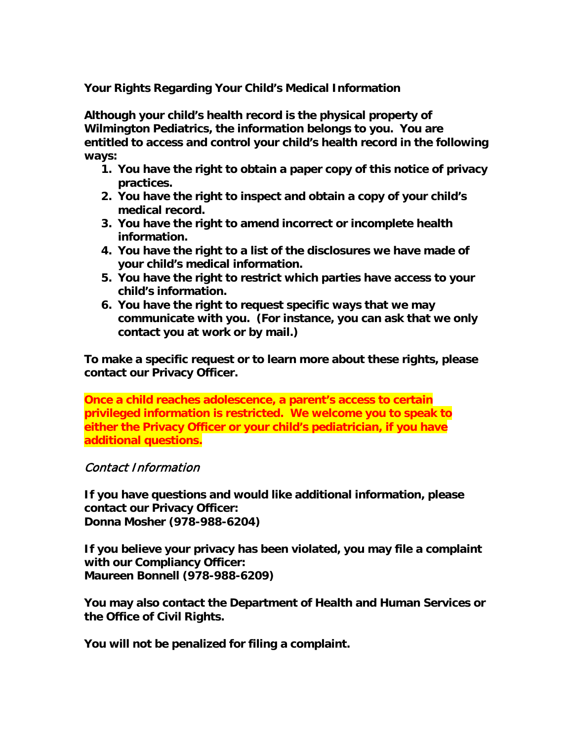**Your Rights Regarding Your Child's Medical Information**

**Although your child's health record is the physical property of Wilmington Pediatrics, the information belongs to you. You are entitled to access and control your child's health record in the following ways:**

1. **You have the right to obtain a paper copy of this notice of privacy practices.**
2. **You have the right to inspect and obtain a copy of your child's medical record.**
3. **You have the right to amend incorrect or incomplete health information.**
4. **You have the right to a list of the disclosures we have made of your child's medical information.**
5. **You have the right to restrict which parties have access to your child's information.**
6. **You have the right to request specific ways that we may communicate with you. (For instance, you can ask that we only contact you at work or by mail.)**

**To make a specific request or to learn more about these rights, please contact our Privacy Officer.**

**Once a child reaches adolescence, a parent's access to certain privileged information is restricted. We welcome you to speak to either the Privacy Officer or your child's pediatrician, if you have additional questions.**

## *Contact Information*

**If you have questions and would like additional information, please contact our Privacy Officer:**
**Donna Mosher (978-988-6204)**

**If you believe your privacy has been violated, you may file a complaint with our Compliancy Officer:**
**Maureen Bonnell (978-988-6209)**

**You may also contact the Department of Health and Human Services or the Office of Civil Rights.**

**You will not be penalized for filing a complaint.**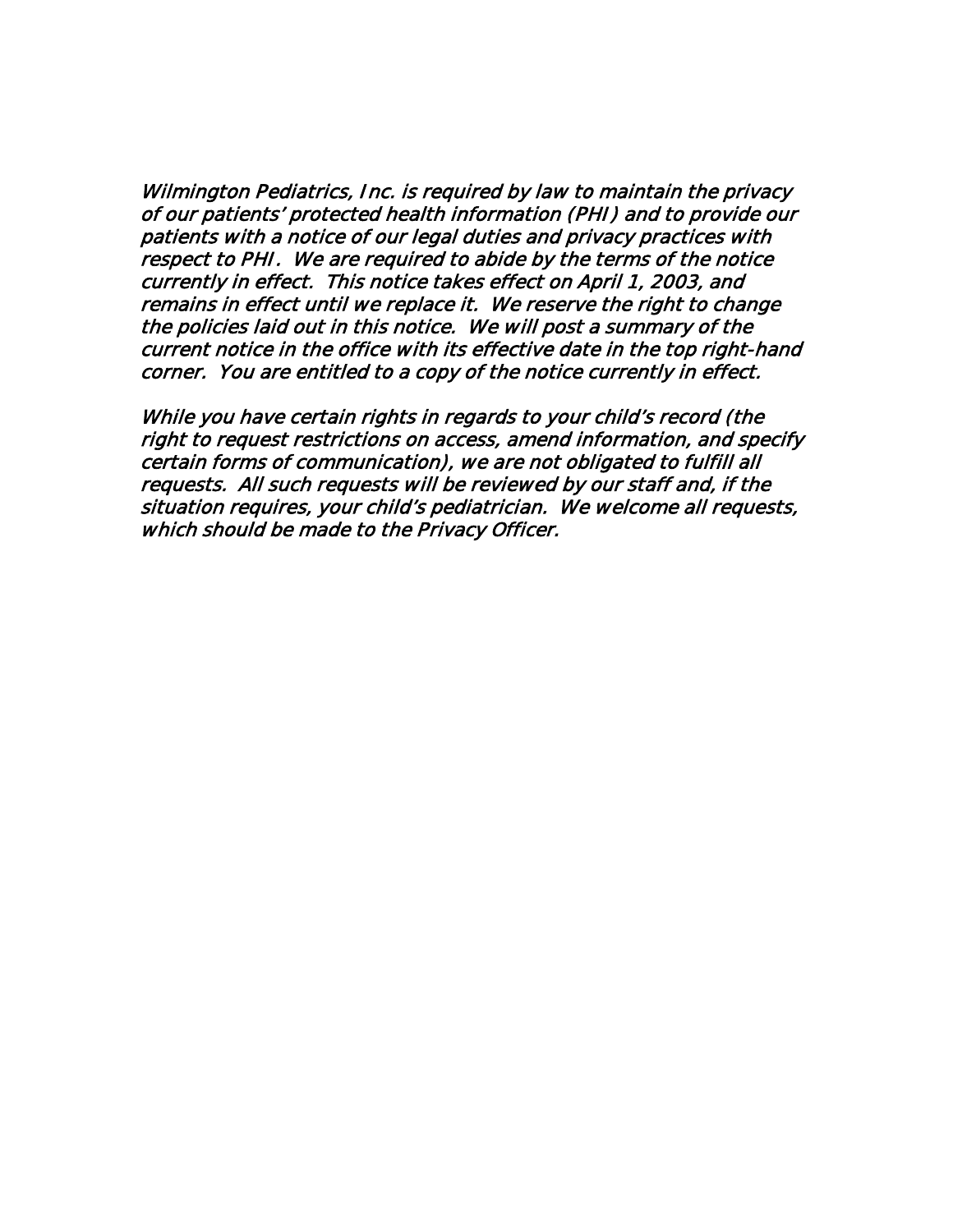*Wilmington Pediatrics, Inc. is required by law to maintain the privacy of our patients' protected health information (PHI) and to provide our patients with a notice of our legal duties and privacy practices with respect to PHI. We are required to abide by the terms of the notice currently in effect. This notice takes effect on April 1, 2003, and remains in effect until we replace it. We reserve the right to change the policies laid out in this notice. We will post a summary of the current notice in the office with its effective date in the top right-hand corner. You are entitled to a copy of the notice currently in effect.*

*While you have certain rights in regards to your child's record (the right to request restrictions on access, amend information, and specify certain forms of communication), we are not obligated to fulfill all requests. All such requests will be reviewed by our staff and, if the situation requires, your child's pediatrician. We welcome all requests, which should be made to the Privacy Officer.*